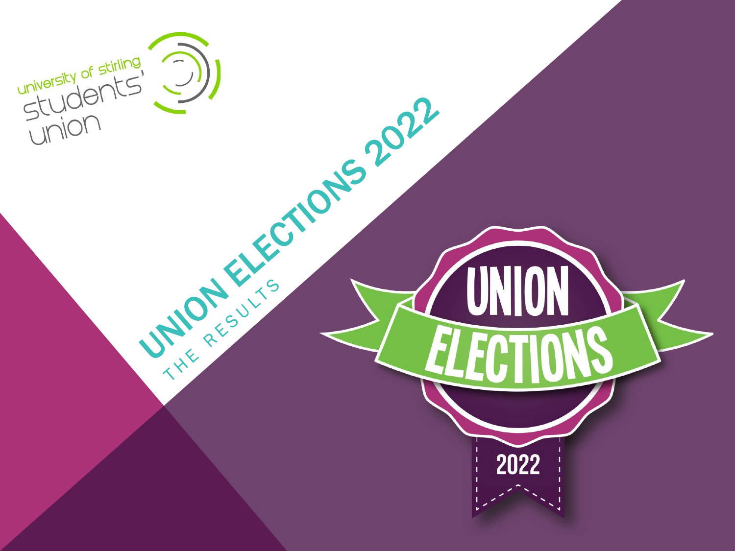university of stirling students' union

# UNION ELECTIONS 2022

THE RESULTS

UNION ELECTIONS

2022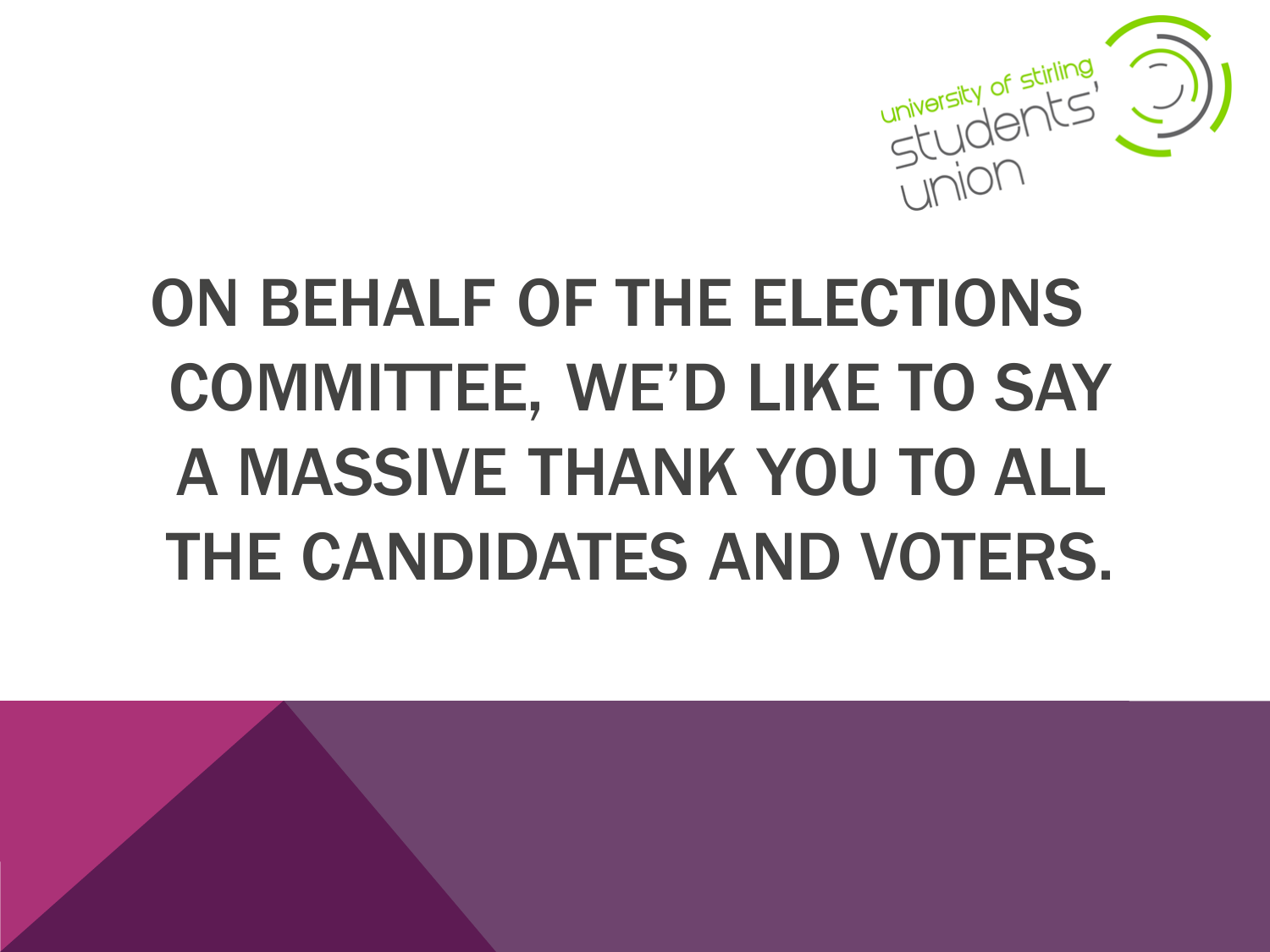university of stirling students' union

# ON BEHALF OF THE ELECTIONS COMMITTEE, WE'D LIKE TO SAY A MASSIVE THANK YOU TO ALL THE CANDIDATES AND VOTERS.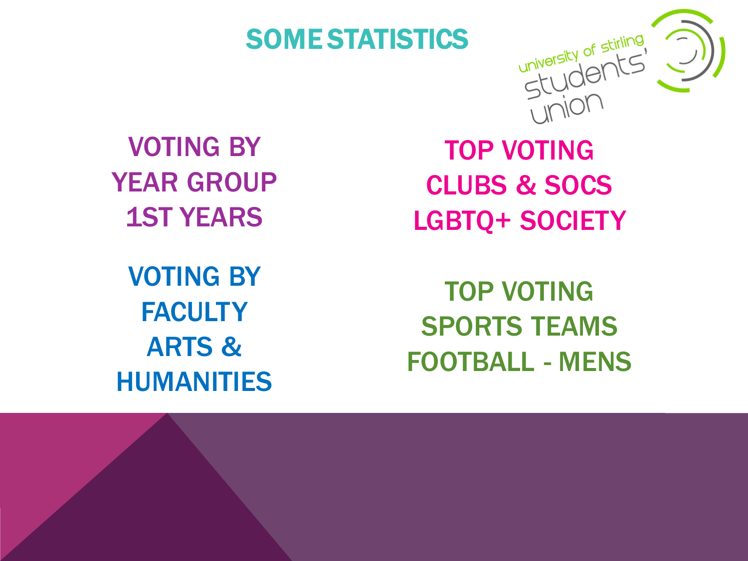# SOME STATISTICS

VOTING BY YEAR GROUP
1ST YEARS

TOP VOTING CLUBS & SOCS
LGBTQ+ SOCIETY

VOTING BY FACULTY
ARTS & HUMANITIES

TOP VOTING SPORTS TEAMS
FOOTBALL - MENS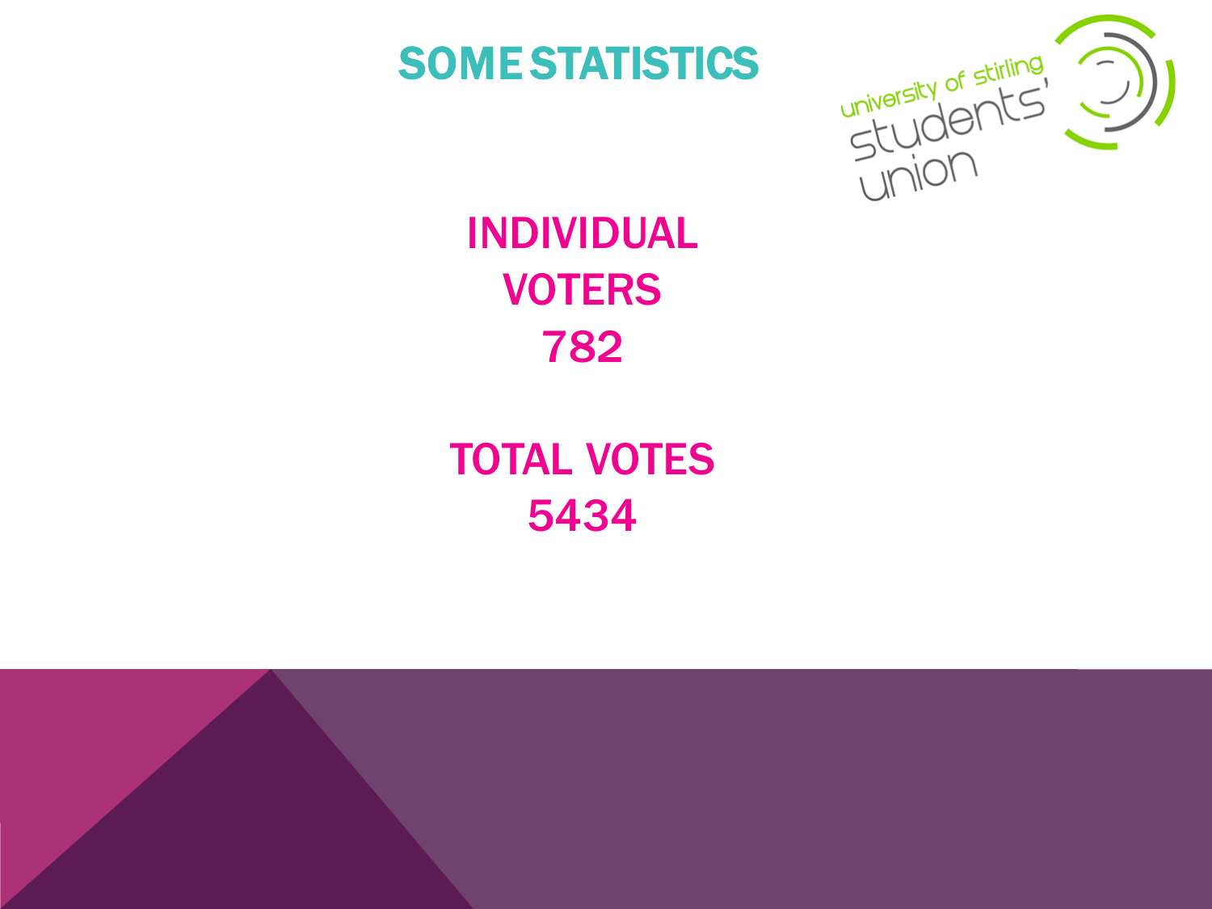# SOME STATISTICS

**INDIVIDUAL VOTERS**
**782**

**TOTAL VOTES**
**5434**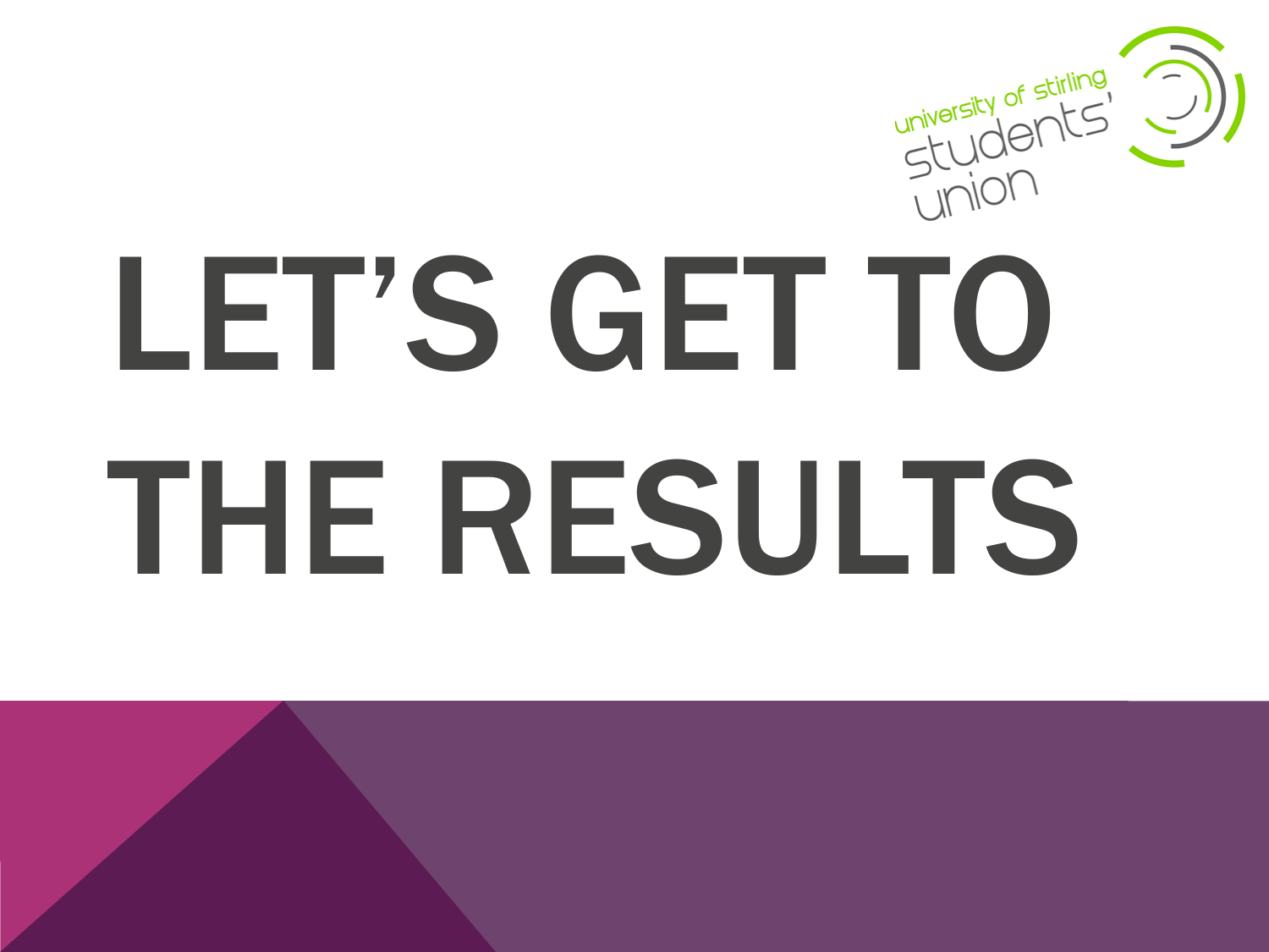# LET'S GET TO THE RESULTS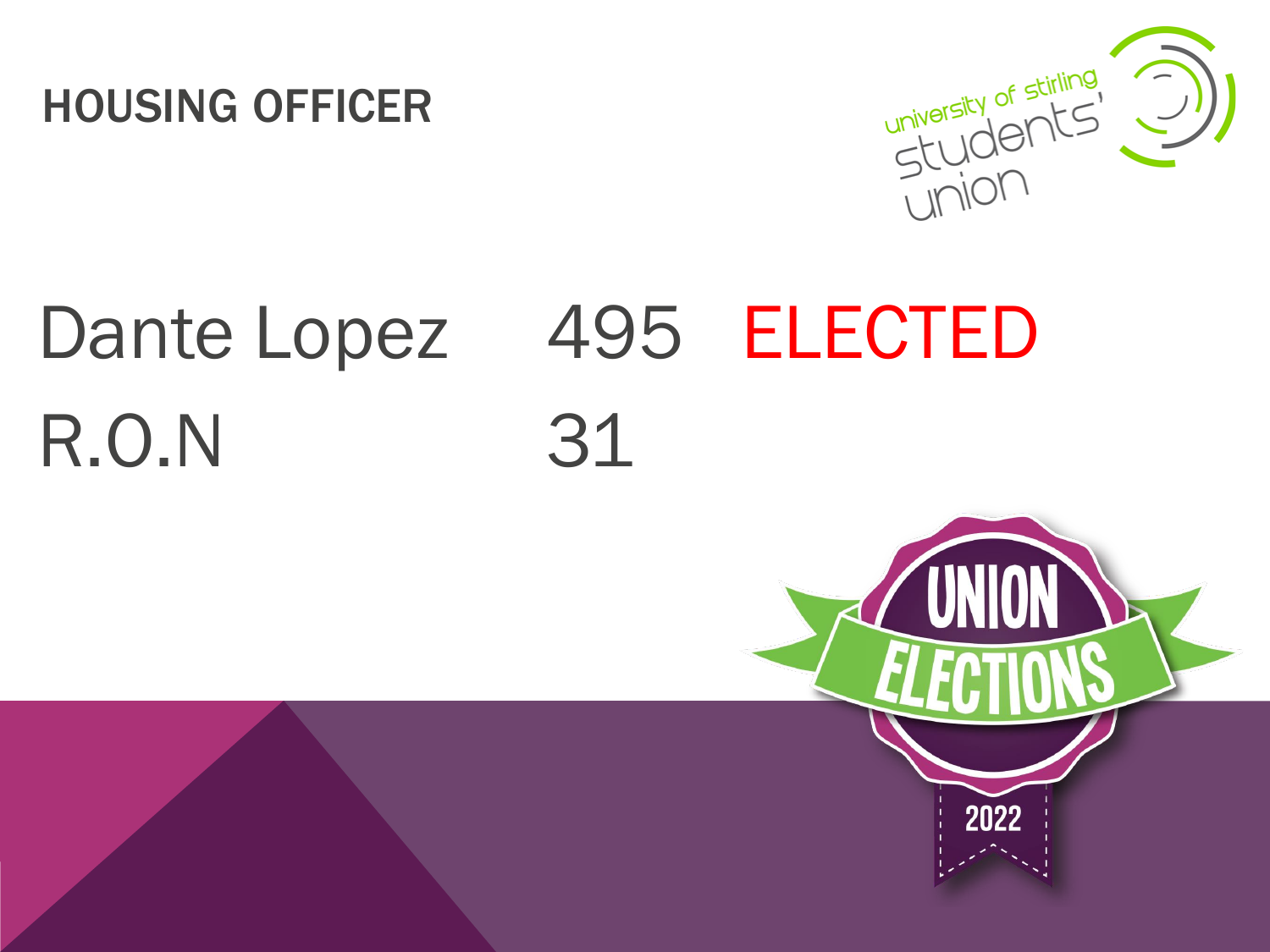# HOUSING OFFICER

| | | |
|---|---|---|
| Dante Lopez | 495 | ELECTED |
| R.O.N | 31 | |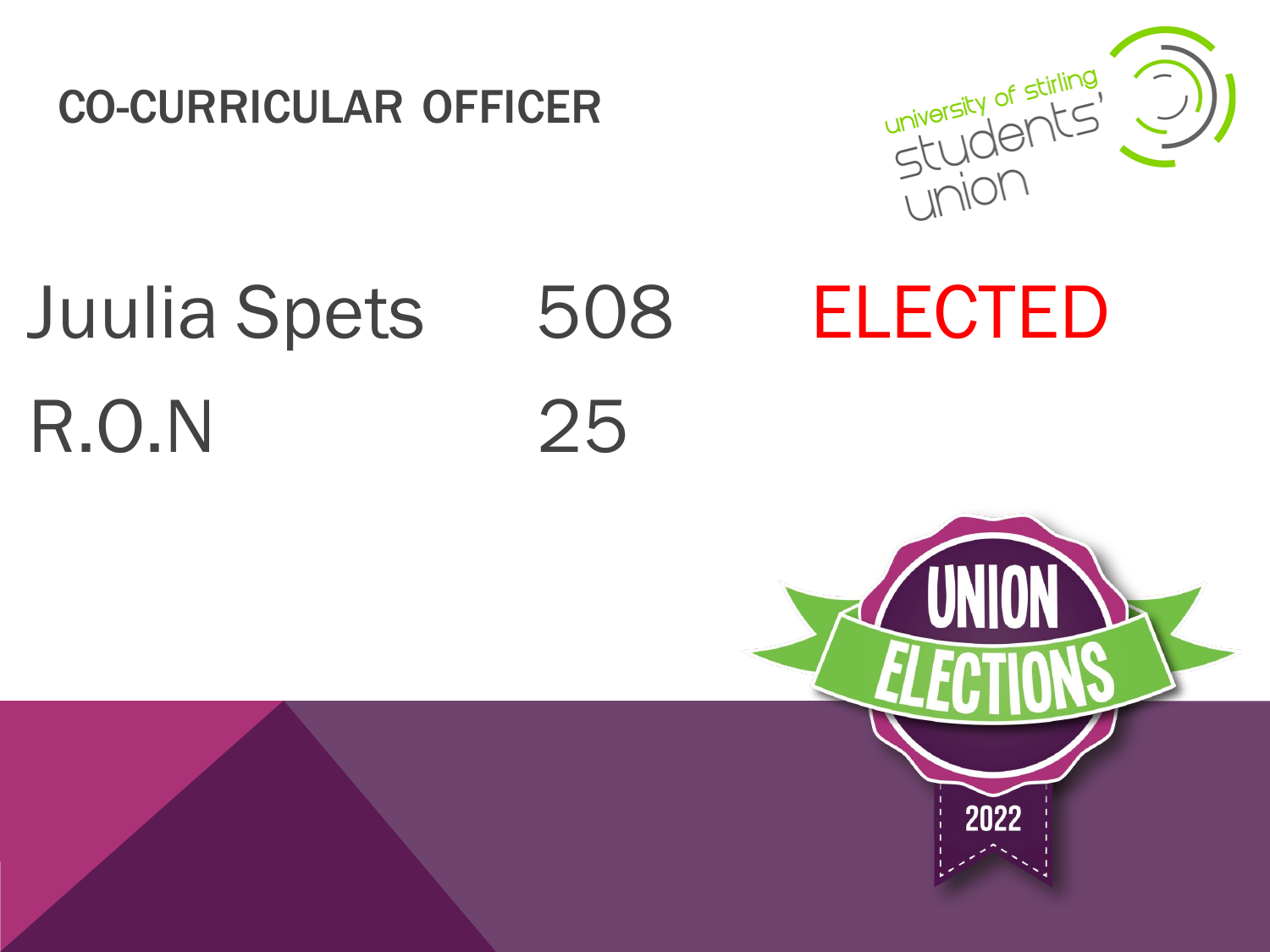## CO-CURRICULAR OFFICER

| Candidate | Votes | Result |
| --- | --- | --- |
| Juulia Spets | 508 | ELECTED |
| R.O.N | 25 | |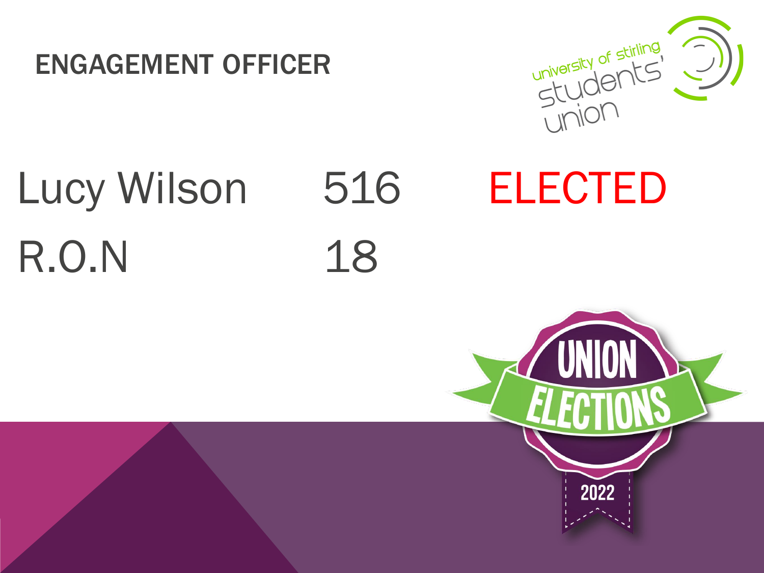# ENGAGEMENT OFFICER

| | | |
|---|---|---|
| Lucy Wilson | 516 | ELECTED |
| R.O.N | 18 | |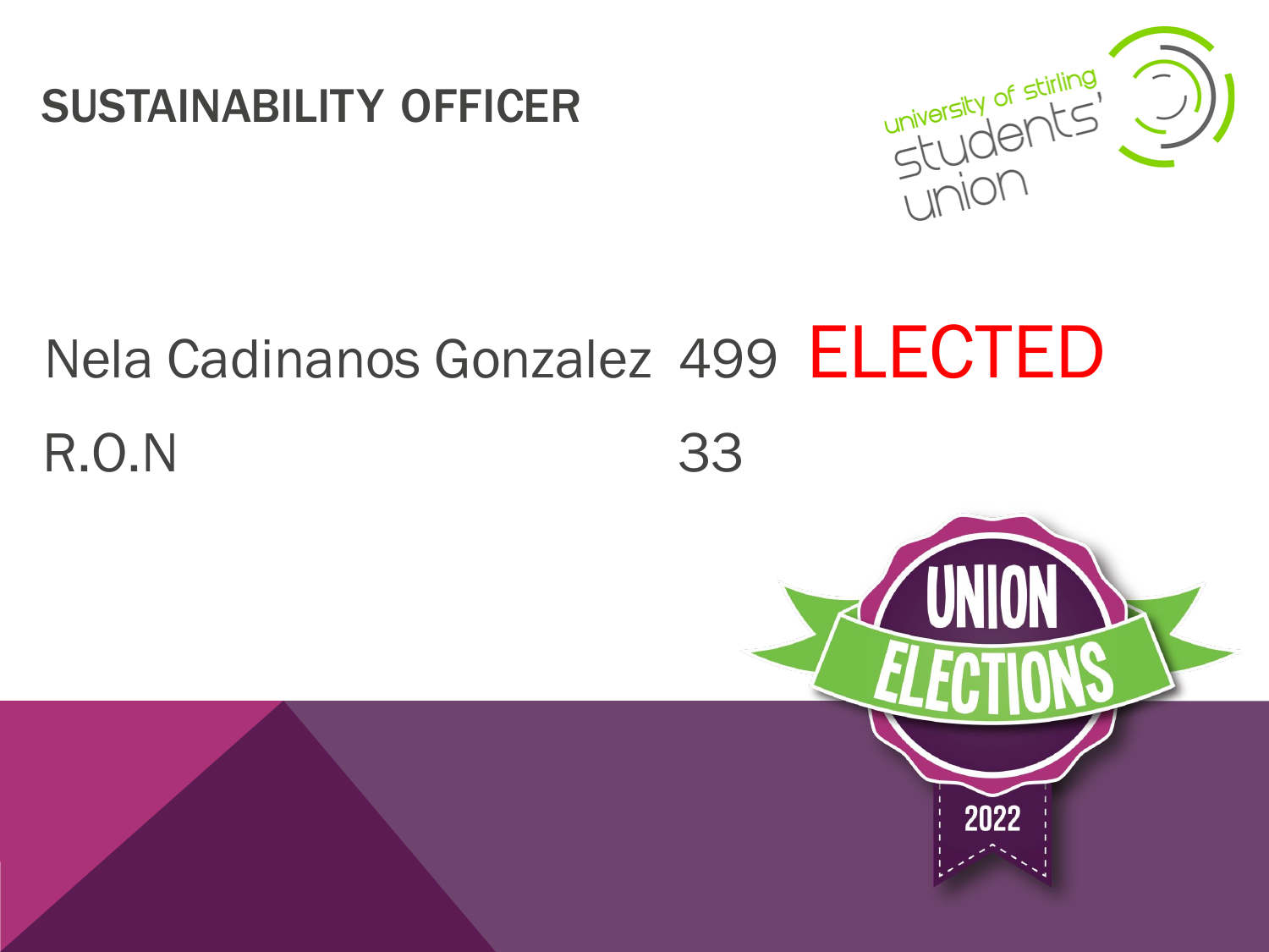# SUSTAINABILITY OFFICER

| Candidate | Votes | Result |
| --- | --- | --- |
| Nela Cadinanos Gonzalez | 499 | ELECTED |
| R.O.N | 33 | |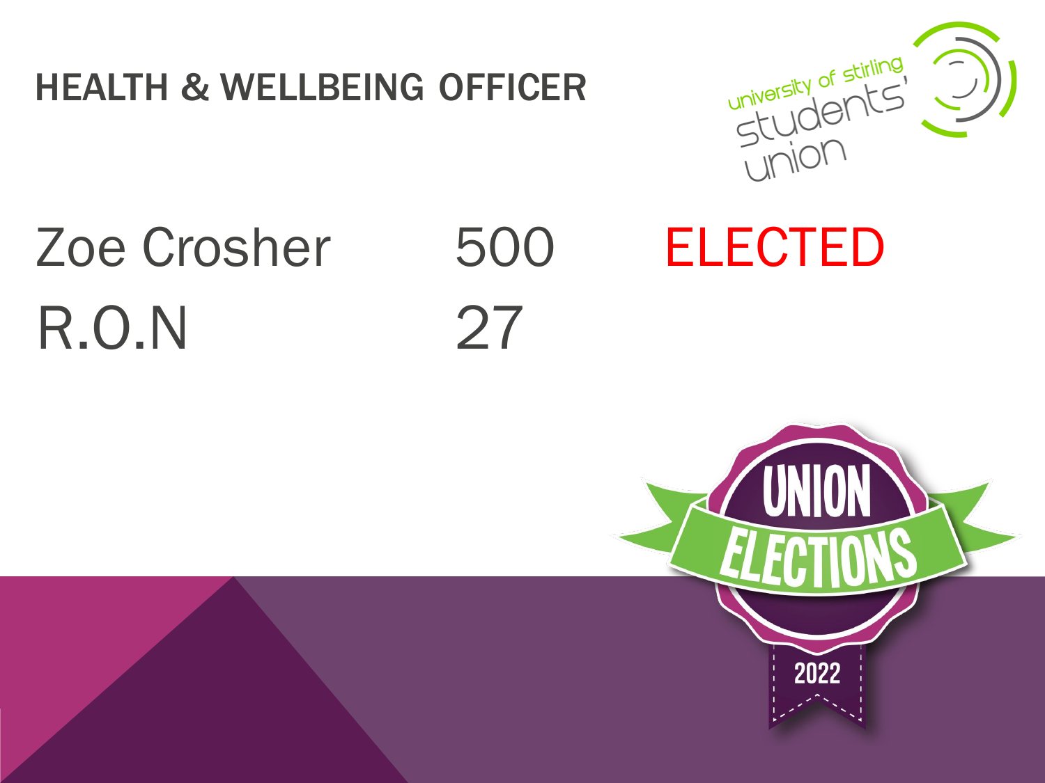## HEALTH & WELLBEING OFFICER

| | | |
|---|---|---|
| Zoe Crosher | 500 | ELECTED |
| R.O.N | 27 | |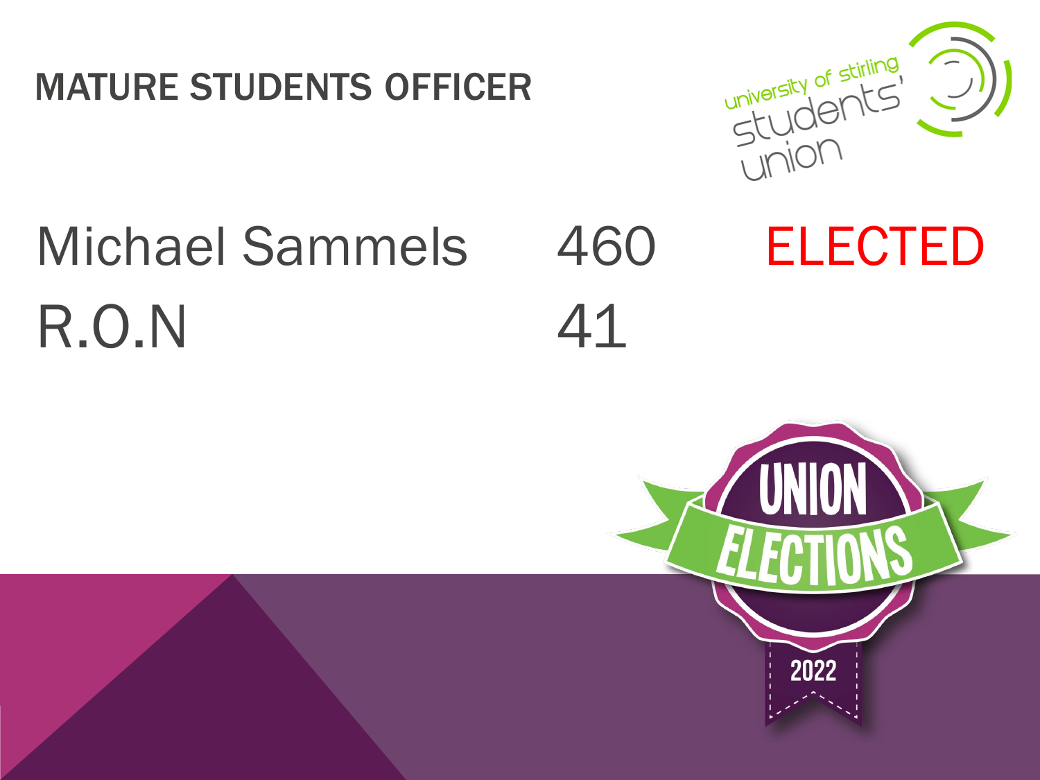# MATURE STUDENTS OFFICER

| | | |
|---|---|---|
| Michael Sammels | 460 | ELECTED |
| R.O.N | 41 | |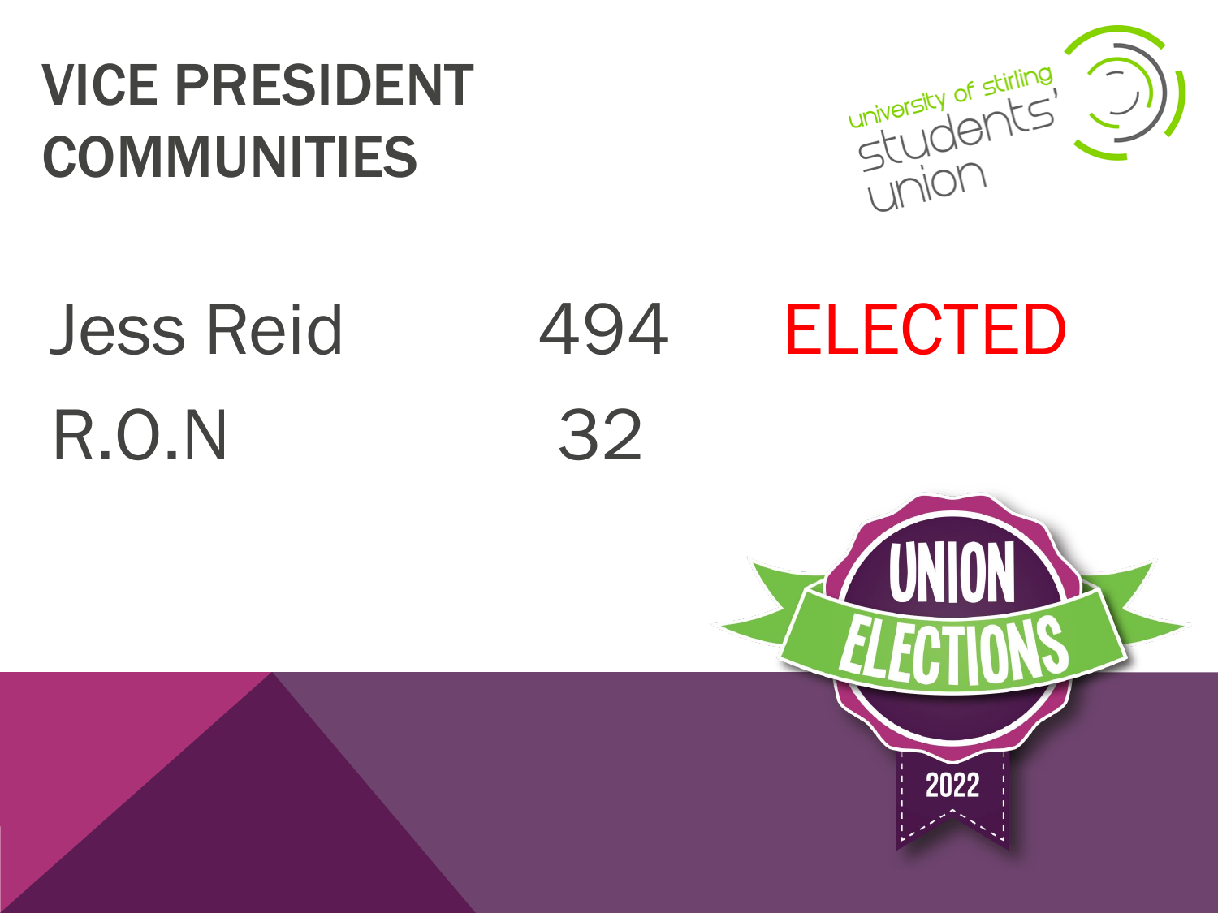# VICE PRESIDENT COMMUNITIES

| | | |
|---|---|---|
| Jess Reid | 494 | ELECTED |
| R.O.N | 32 | |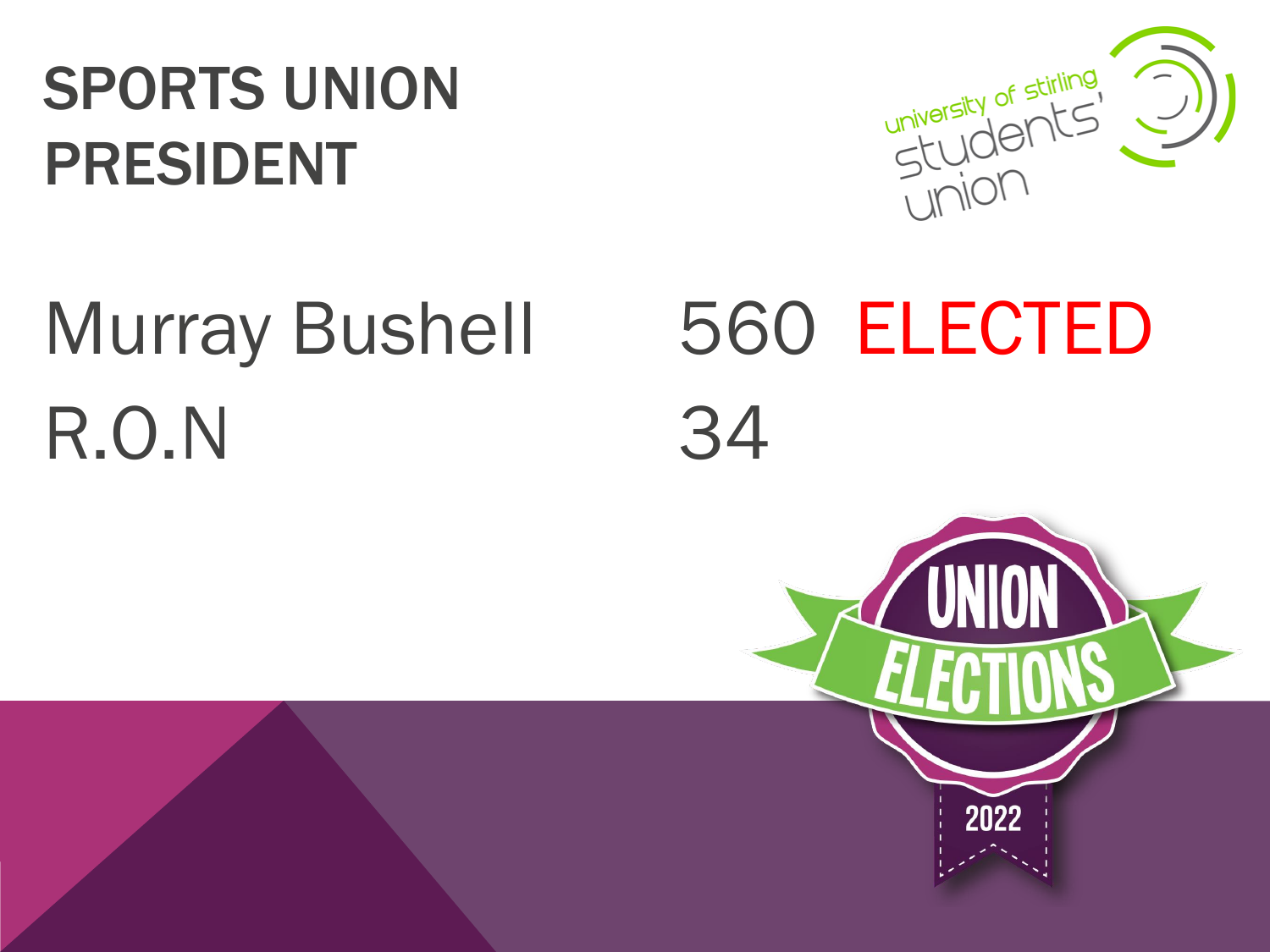# SPORTS UNION PRESIDENT

| Candidate | Votes | |
|---|---|---|
| Murray Bushell | 560 | ELECTED |
| R.O.N | 34 | |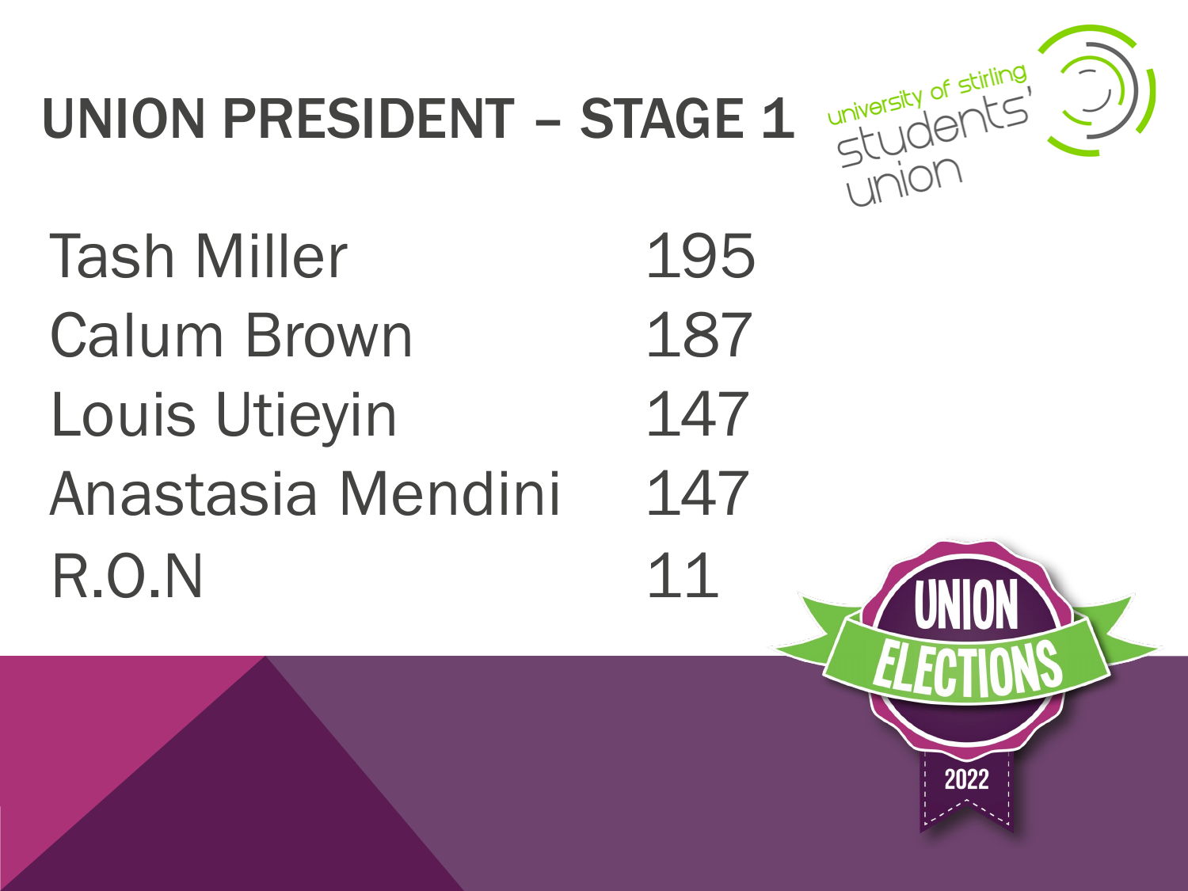# UNION PRESIDENT – STAGE 1

| Candidate | Votes |
| --- | --- |
| Tash Miller | 195 |
| Calum Brown | 187 |
| Louis Utieyin | 147 |
| Anastasia Mendini | 147 |
| R.O.N | 11 |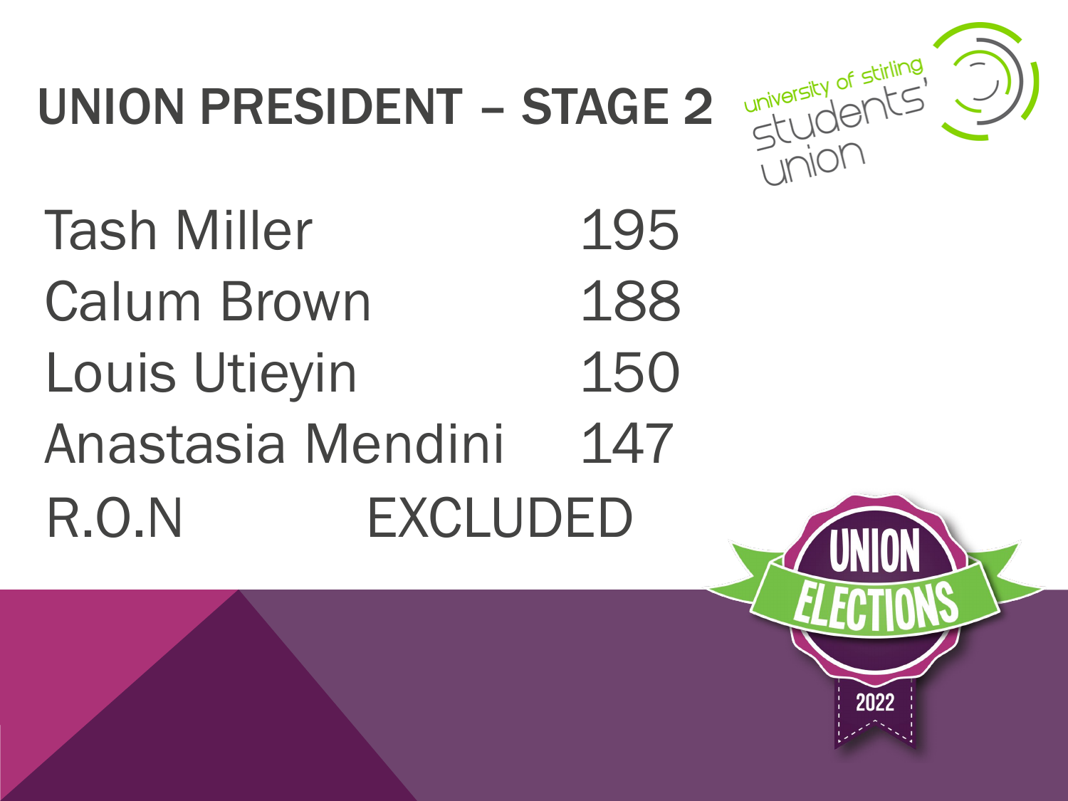# UNION PRESIDENT – STAGE 2

| Candidate | Votes |
| --- | --- |
| Tash Miller | 195 |
| Calum Brown | 188 |
| Louis Utieyin | 150 |
| Anastasia Mendini | 147 |
| R.O.N | EXCLUDED |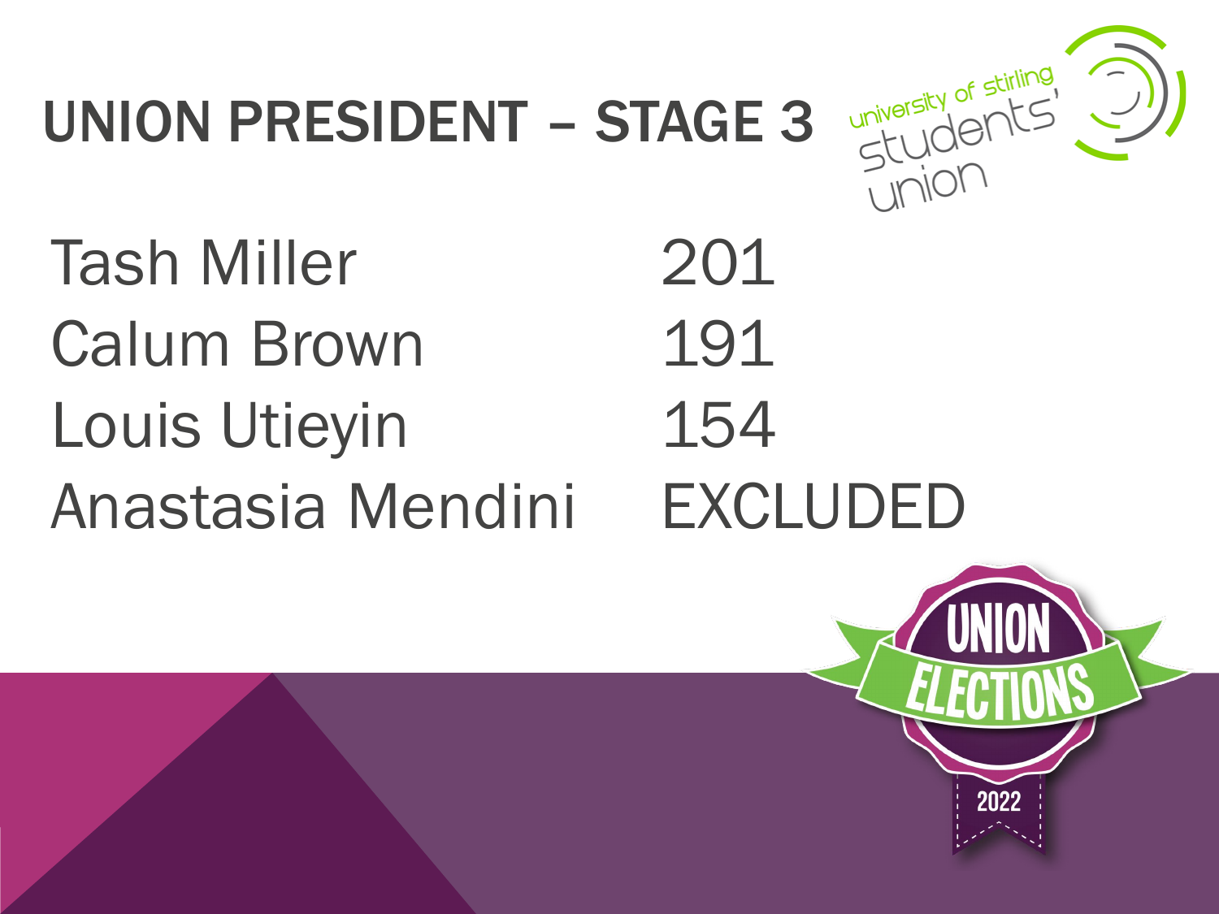# UNION PRESIDENT – STAGE 3

| | |
|---|---|
| Tash Miller | 201 |
| Calum Brown | 191 |
| Louis Utieyin | 154 |
| Anastasia Mendini | EXCLUDED |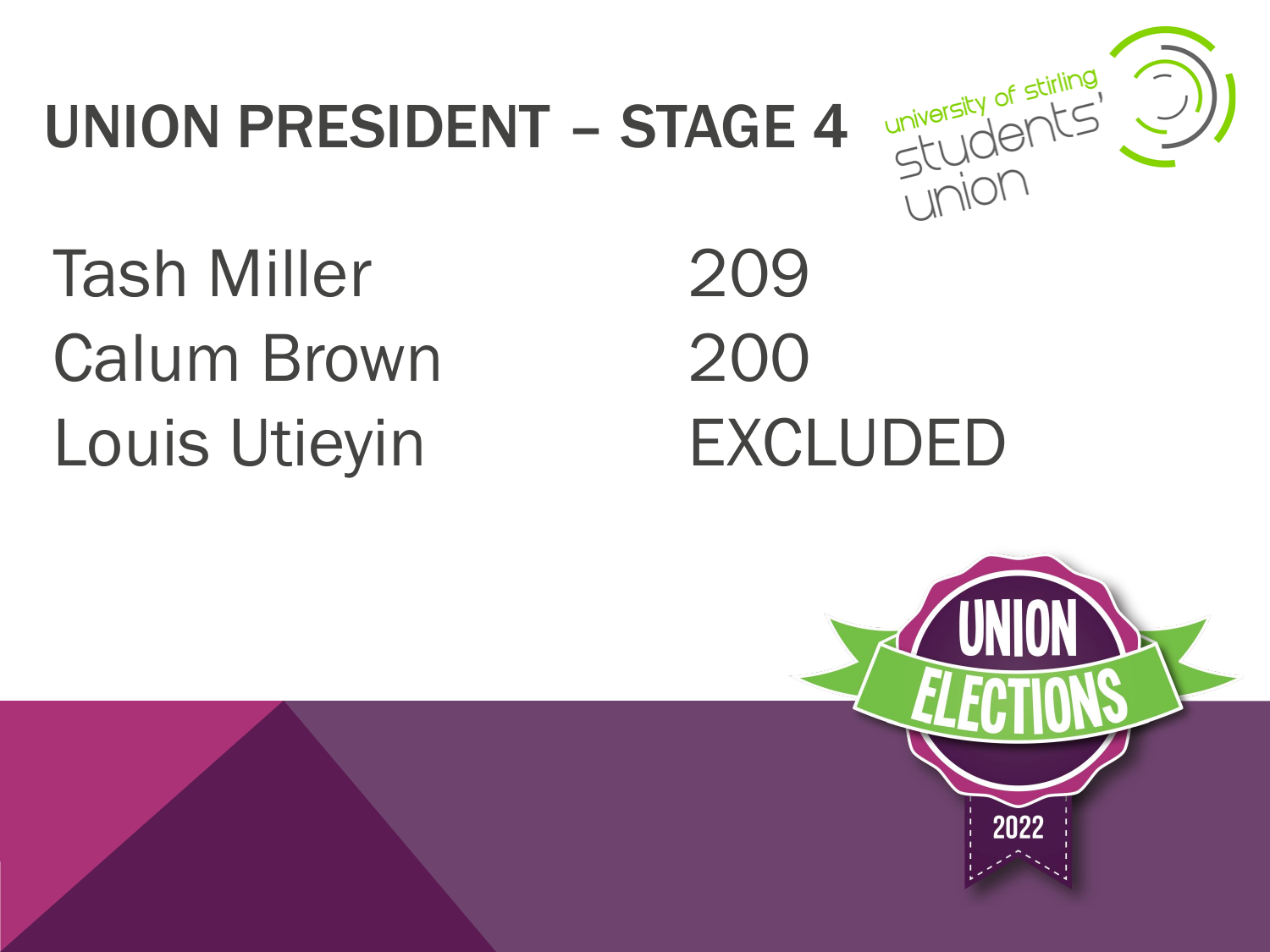# UNION PRESIDENT – STAGE 4

| | |
|---|---|
| Tash Miller | 209 |
| Calum Brown | 200 |
| Louis Utieyin | EXCLUDED |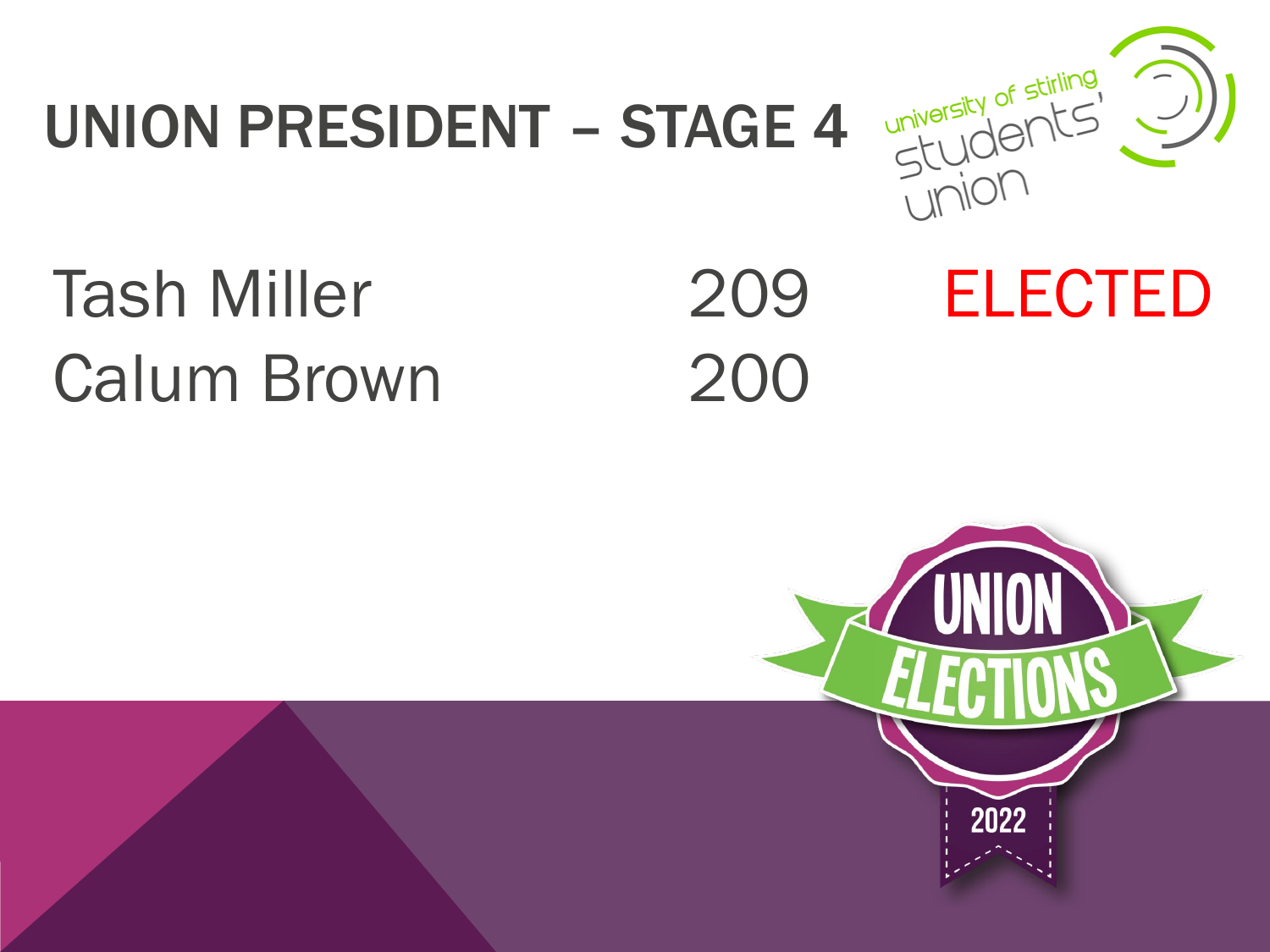# UNION PRESIDENT – STAGE 4

| | | |
|---|---|---|
| Tash Miller | 209 | ELECTED |
| Calum Brown | 200 | |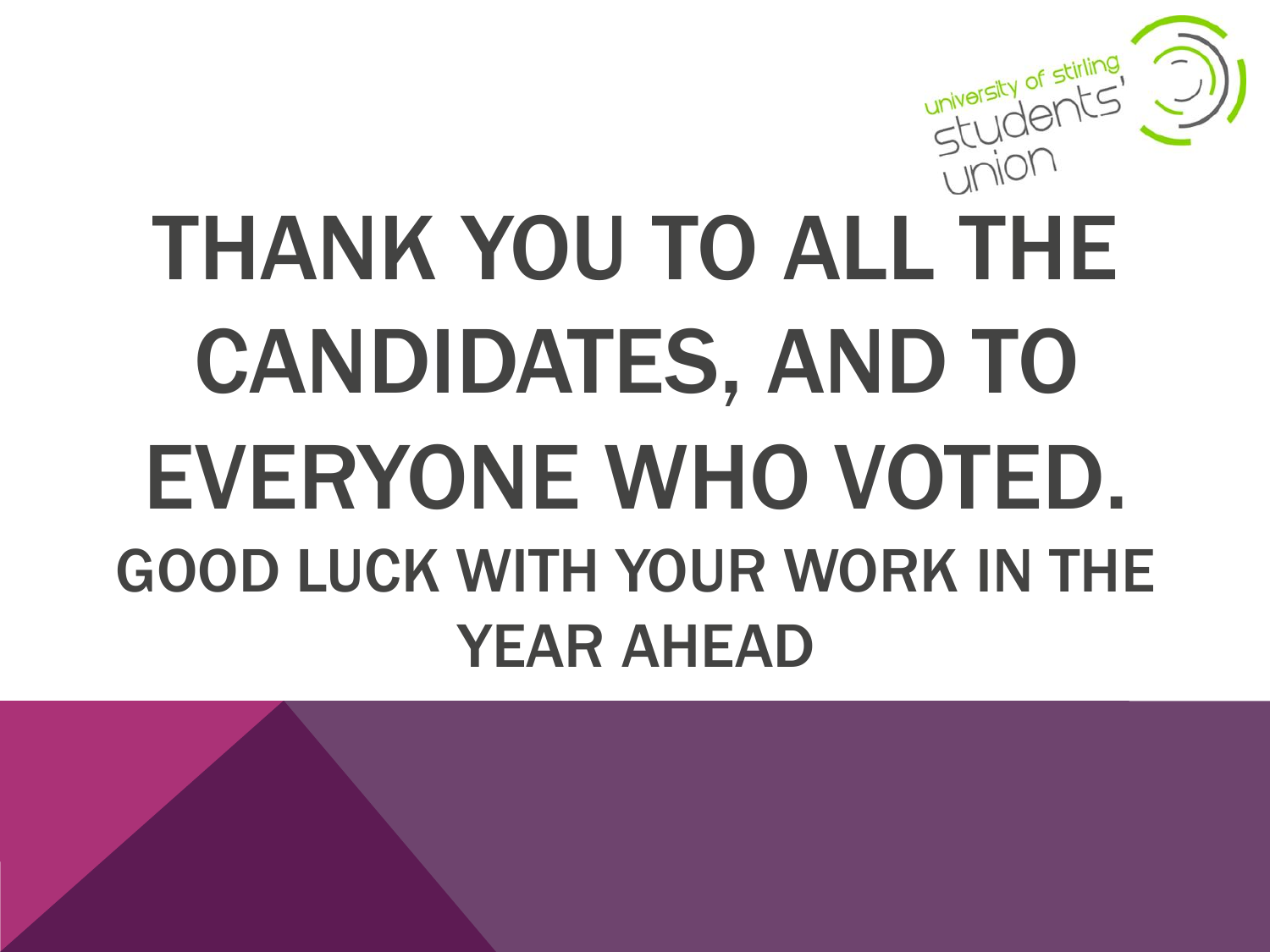university of stirling students' union

# THANK YOU TO ALL THE CANDIDATES, AND TO EVERYONE WHO VOTED.

## GOOD LUCK WITH YOUR WORK IN THE YEAR AHEAD